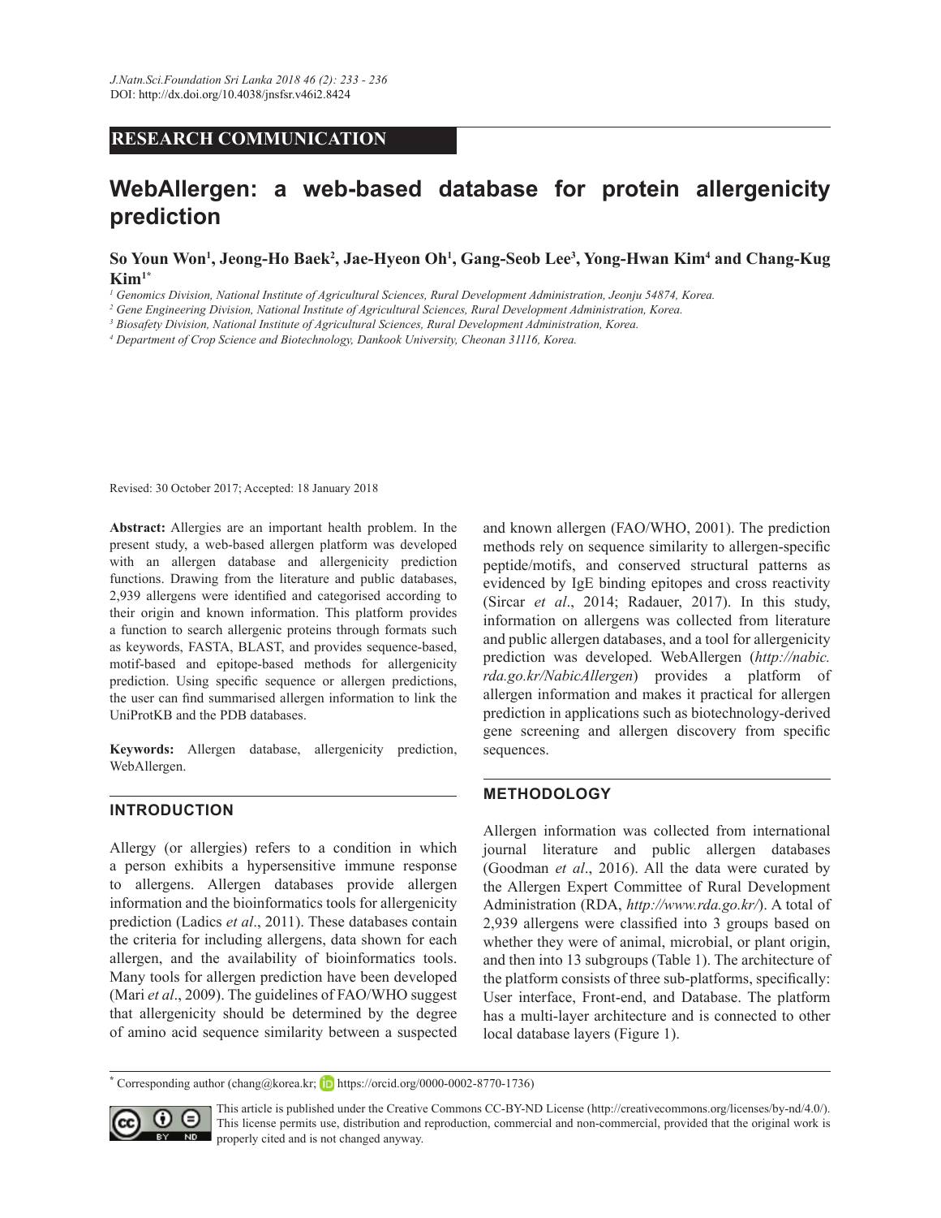RESEARCH COMMUNICATION

# WebAllergen: a web-based database for protein allergenicity prediction

**So Youn Won[1], Jeong-Ho Baek[2], Jae-Hyeon Oh[1], Gang-Seob Lee[3], Yong-Hwan Kim[4] and Chang-Kug Kim[1*]**

*[1] Genomics Division, National Institute of Agricultural Sciences, Rural Development Administration, Jeonju 54874, Korea.*
*[2] Gene Engineering Division, National Institute of Agricultural Sciences, Rural Development Administration, Korea.*
*[3] Biosafety Division, National Institute of Agricultural Sciences, Rural Development Administration, Korea.*
*[4] Department of Crop Science and Biotechnology, Dankook University, Cheonan 31116, Korea.*

Revised: 30 October 2017; Accepted: 18 January 2018

**Abstract:** Allergies are an important health problem. In the present study, a web-based allergen platform was developed with an allergen database and allergenicity prediction functions. Drawing from the literature and public databases, 2,939 allergens were identified and categorised according to their origin and known information. This platform provides a function to search allergenic proteins through formats such as keywords, FASTA, BLAST, and provides sequence-based, motif-based and epitope-based methods for allergenicity prediction. Using specific sequence or allergen predictions, the user can find summarised allergen information to link the UniProtKB and the PDB databases.

**Keywords:** Allergen database, allergenicity prediction, WebAllergen.

## INTRODUCTION

Allergy (or allergies) refers to a condition in which a person exhibits a hypersensitive immune response to allergens. Allergen databases provide allergen information and the bioinformatics tools for allergenicity prediction (Ladics *et al*., 2011). These databases contain the criteria for including allergens, data shown for each allergen, and the availability of bioinformatics tools. Many tools for allergen prediction have been developed (Mari *et al*., 2009). The guidelines of FAO/WHO suggest that allergenicity should be determined by the degree of amino acid sequence similarity between a suspected and known allergen (FAO/WHO, 2001). The prediction methods rely on sequence similarity to allergen-specific peptide/motifs, and conserved structural patterns as evidenced by IgE binding epitopes and cross reactivity (Sircar *et al*., 2014; Radauer, 2017). In this study, information on allergens was collected from literature and public allergen databases, and a tool for allergenicity prediction was developed. WebAllergen (*http://nabic.rda.go.kr/NabicAllergen*) provides a platform of allergen information and makes it practical for allergen prediction in applications such as biotechnology-derived gene screening and allergen discovery from specific sequences.

## METHODOLOGY

Allergen information was collected from international journal literature and public allergen databases (Goodman *et al*., 2016). All the data were curated by the Allergen Expert Committee of Rural Development Administration (RDA, *http://www.rda.go.kr/*). A total of 2,939 allergens were classified into 3 groups based on whether they were of animal, microbial, or plant origin, and then into 13 subgroups (Table 1). The architecture of the platform consists of three sub-platforms, specifically: User interface, Front-end, and Database. The platform has a multi-layer architecture and is connected to other local database layers (Figure 1).

[*] Corresponding author (chang@korea.kr; https://orcid.org/0000-0002-8770-1736)

This article is published under the Creative Commons CC-BY-ND License (http://creativecommons.org/licenses/by-nd/4.0/). This license permits use, distribution and reproduction, commercial and non-commercial, provided that the original work is properly cited and is not changed anyway.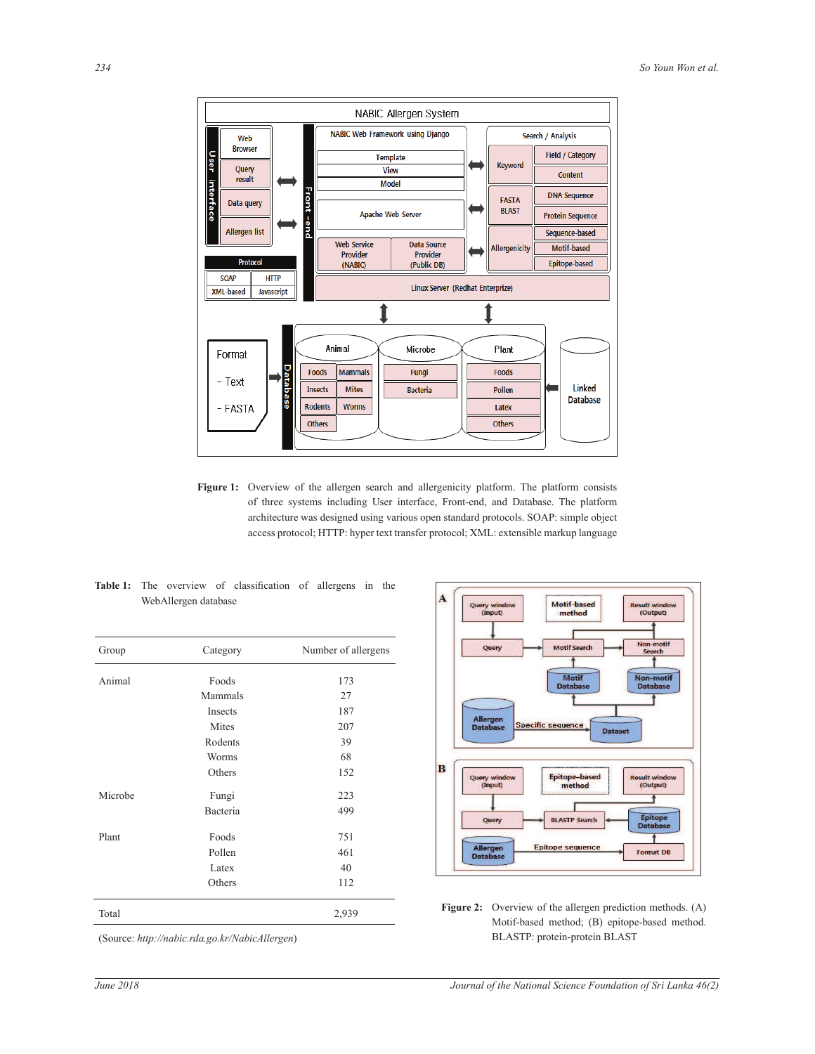**Figure 1:** Overview of the allergen search and allergenicity platform. The platform consists of three systems including User interface, Front-end, and Database. The platform architecture was designed using various open standard protocols. SOAP: simple object access protocol; HTTP: hyper text transfer protocol; XML: extensible markup language

**Table 1:** The overview of classification of allergens in the WebAllergen database

| Group | Category | Number of allergens |
|---|---|---|
| Animal | Foods | 173 |
| | Mammals | 27 |
| | Insects | 187 |
| | Mites | 207 |
| | Rodents | 39 |
| | Worms | 68 |
| | Others | 152 |
| Microbe | Fungi | 223 |
| | Bacteria | 499 |
| Plant | Foods | 751 |
| | Pollen | 461 |
| | Latex | 40 |
| | Others | 112 |
| Total | | 2,939 |

(Source: *http://nabic.rda.go.kr/NabicAllergen*)

**Figure 2:** Overview of the allergen prediction methods. (A) Motif-based method; (B) epitope-based method. BLASTP: protein-protein BLAST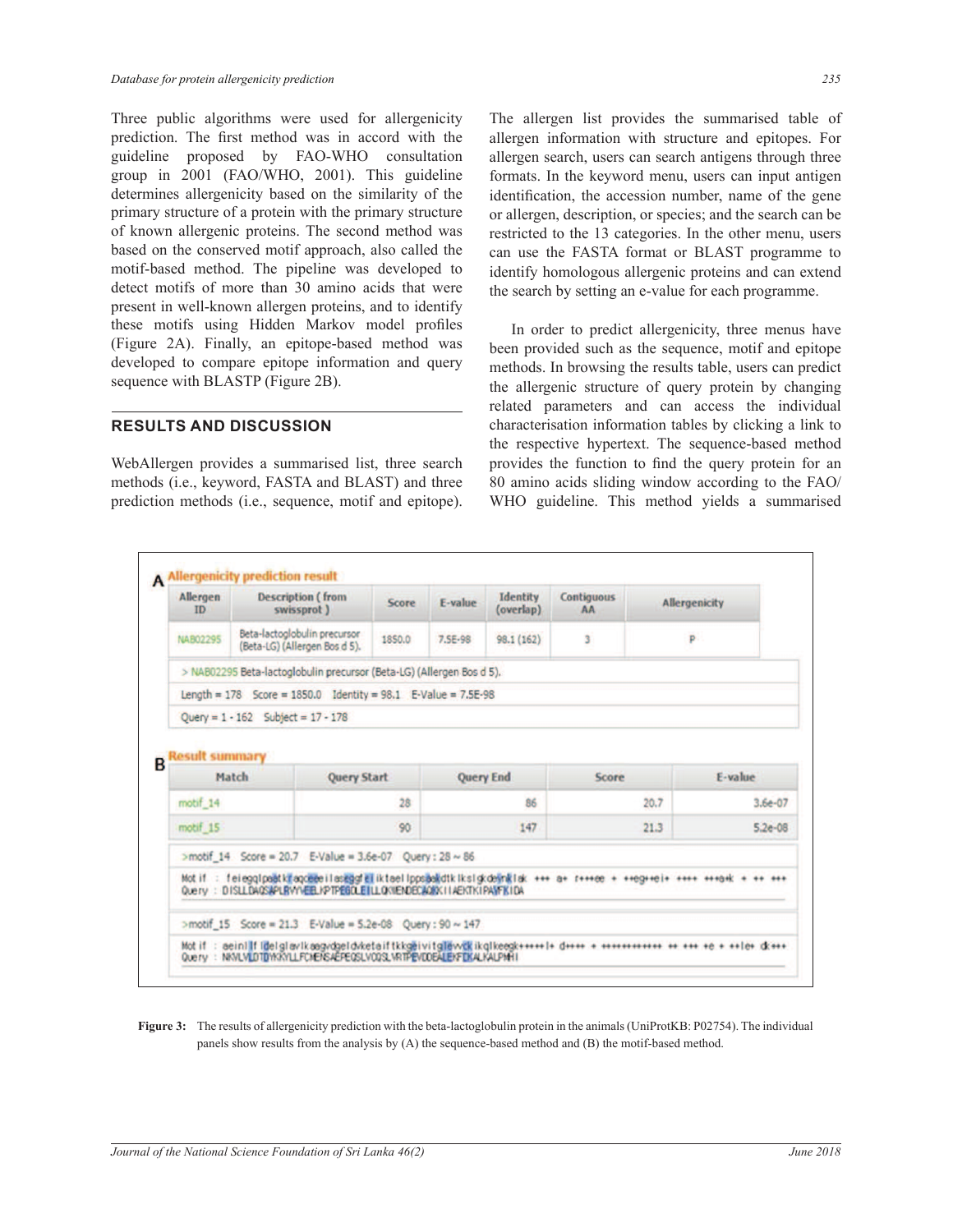Three public algorithms were used for allergenicity prediction. The first method was in accord with the guideline proposed by FAO-WHO consultation group in 2001 (FAO/WHO, 2001). This guideline determines allergenicity based on the similarity of the primary structure of a protein with the primary structure of known allergenic proteins. The second method was based on the conserved motif approach, also called the motif-based method. The pipeline was developed to detect motifs of more than 30 amino acids that were present in well-known allergen proteins, and to identify these motifs using Hidden Markov model profiles (Figure 2A). Finally, an epitope-based method was developed to compare epitope information and query sequence with BLASTP (Figure 2B).

## RESULTS AND DISCUSSION

WebAllergen provides a summarised list, three search methods (i.e., keyword, FASTA and BLAST) and three prediction methods (i.e., sequence, motif and epitope). The allergen list provides the summarised table of allergen information with structure and epitopes. For allergen search, users can search antigens through three formats. In the keyword menu, users can input antigen identification, the accession number, name of the gene or allergen, description, or species; and the search can be restricted to the 13 categories. In the other menu, users can use the FASTA format or BLAST programme to identify homologous allergenic proteins and can extend the search by setting an e-value for each programme.

In order to predict allergenicity, three menus have been provided such as the sequence, motif and epitope methods. In browsing the results table, users can predict the allergenic structure of query protein by changing related parameters and can access the individual characterisation information tables by clicking a link to the respective hypertext. The sequence-based method provides the function to find the query protein for an 80 amino acids sliding window according to the FAO/WHO guideline. This method yields a summarised

**A** Allergenicity prediction result

| Allergen ID | Description ( from swissprot ) | Score | E-value | Identity (overlap) | Contiguous AA | Allergenicity |
|---|---|---|---|---|---|---|
| NAB02295 | Beta-lactoglobulin precursor (Beta-LG) (Allergen Bos d 5). | 1850.0 | 7.5E-98 | 98.1 (162) | 3 | P |

> NAB02295 Beta-lactoglobulin precursor (Beta-LG) (Allergen Bos d 5).
Length = 178 Score = 1850.0 Identity = 98.1 E-Value = 7.5E-98
Query = 1 - 162 Subject = 17 - 178

**B** Result summary

| Match | Query Start | Query End | Score | E-value |
|---|---|---|---|---|
| motif_14 | 28 | 86 | 20.7 | 3.6e-07 |
| motif_15 | 90 | 147 | 21.3 | 5.2e-08 |

>motif_14 Score = 20.7 E-Value = 3.6e-07 Query : 28 ~ 86

```
Motif : feiegqlpaatkfaqcdeeilasggfelikteellppsaaldtklkslgkdeynklak +++ a+ r+++ee + ++eg++ei+ ++++ +++a+k + ++ +++
Query : DISLLDAQSAPLRVYVEELKPTPEGDLEILLQKWENDECAQKKIIAEKTKIPAVFKIDA
```

>motif_15 Score = 21.3 E-Value = 5.2e-08 Query : 90 ~ 147

```
Motif : aeinllfldelglavlkaagvdgeldvketaiftkkgeivitglevvckikglkeegk+++++l+ d++++ + ++++++++++++ ++ +++ +e + ++le+ dk+++
Query : NKVLVLDTDYKKYLLFCMENSAEPEQSLVCQSLVRTPEVDDEALEKFDKALKALPMHI
```

Figure 3: The results of allergenicity prediction with the beta-lactoglobulin protein in the animals (UniProtKB: P02754). The individual panels show results from the analysis by (A) the sequence-based method and (B) the motif-based method.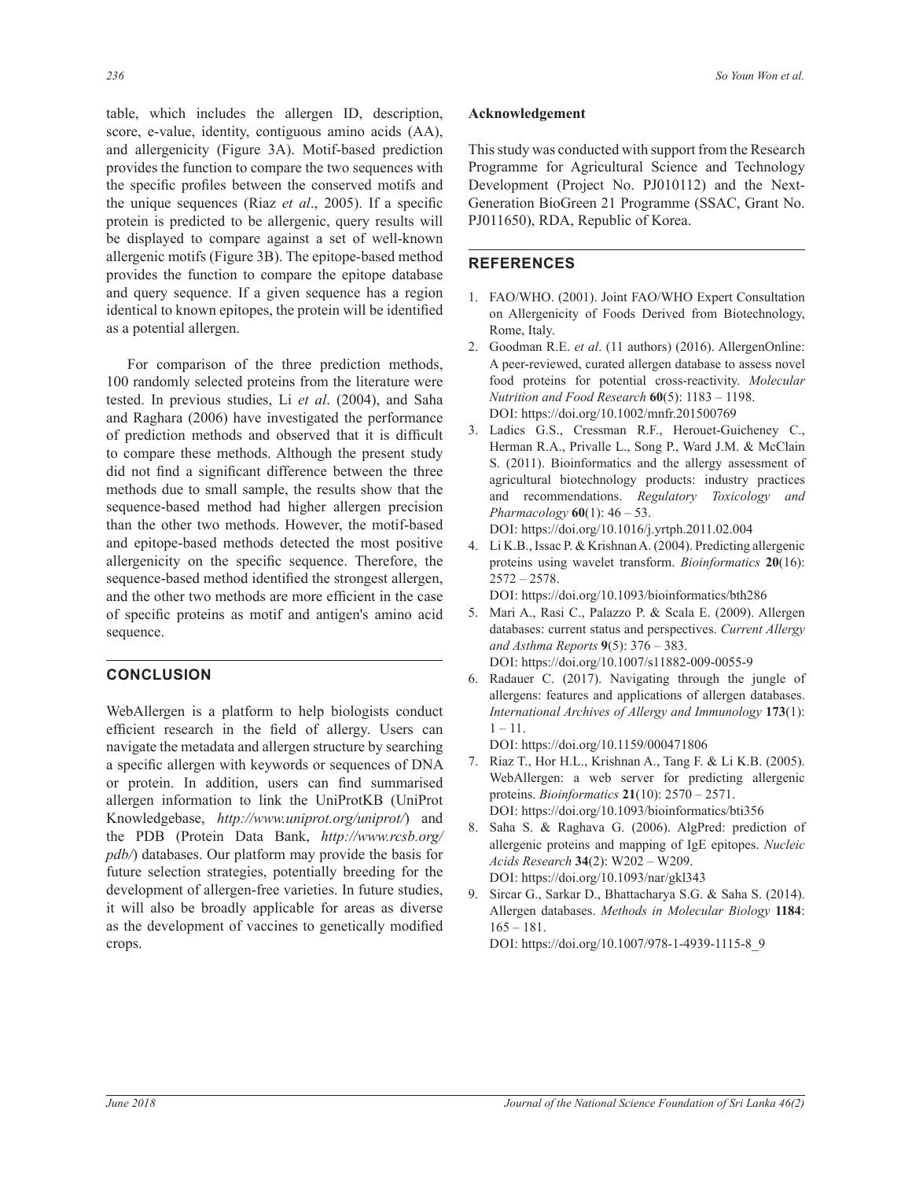table, which includes the allergen ID, description, score, e-value, identity, contiguous amino acids (AA), and allergenicity (Figure 3A). Motif-based prediction provides the function to compare the two sequences with the specific profiles between the conserved motifs and the unique sequences (Riaz *et al*., 2005). If a specific protein is predicted to be allergenic, query results will be displayed to compare against a set of well-known allergenic motifs (Figure 3B). The epitope-based method provides the function to compare the epitope database and query sequence. If a given sequence has a region identical to known epitopes, the protein will be identified as a potential allergen.

For comparison of the three prediction methods, 100 randomly selected proteins from the literature were tested. In previous studies, Li *et al*. (2004), and Saha and Raghara (2006) have investigated the performance of prediction methods and observed that it is difficult to compare these methods. Although the present study did not find a significant difference between the three methods due to small sample, the results show that the sequence-based method had higher allergen precision than the other two methods. However, the motif-based and epitope-based methods detected the most positive allergenicity on the specific sequence. Therefore, the sequence-based method identified the strongest allergen, and the other two methods are more efficient in the case of specific proteins as motif and antigen's amino acid sequence.

## CONCLUSION

WebAllergen is a platform to help biologists conduct efficient research in the field of allergy. Users can navigate the metadata and allergen structure by searching a specific allergen with keywords or sequences of DNA or protein. In addition, users can find summarised allergen information to link the UniProtKB (UniProt Knowledgebase, *http://www.uniprot.org/uniprot/*) and the PDB (Protein Data Bank, *http://www.rcsb.org/pdb/*) databases. Our platform may provide the basis for future selection strategies, potentially breeding for the development of allergen-free varieties. In future studies, it will also be broadly applicable for areas as diverse as the development of vaccines to genetically modified crops.

**Acknowledgement**

This study was conducted with support from the Research Programme for Agricultural Science and Technology Development (Project No. PJ010112) and the Next-Generation BioGreen 21 Programme (SSAC, Grant No. PJ011650), RDA, Republic of Korea.

## REFERENCES

1. FAO/WHO. (2001). Joint FAO/WHO Expert Consultation on Allergenicity of Foods Derived from Biotechnology, Rome, Italy.
2. Goodman R.E. *et al*. (11 authors) (2016). AllergenOnline: A peer-reviewed, curated allergen database to assess novel food proteins for potential cross-reactivity. *Molecular Nutrition and Food Research* **60**(5): 1183 – 1198. DOI: https://doi.org/10.1002/mnfr.201500769
3. Ladics G.S., Cressman R.F., Herouet-Guicheney C., Herman R.A., Privalle L., Song P., Ward J.M. & McClain S. (2011). Bioinformatics and the allergy assessment of agricultural biotechnology products: industry practices and recommendations. *Regulatory Toxicology and Pharmacology* **60**(1): 46 – 53. DOI: https://doi.org/10.1016/j.yrtph.2011.02.004
4. Li K.B., Issac P. & Krishnan A. (2004). Predicting allergenic proteins using wavelet transform. *Bioinformatics* **20**(16): 2572 – 2578. DOI: https://doi.org/10.1093/bioinformatics/bth286
5. Mari A., Rasi C., Palazzo P. & Scala E. (2009). Allergen databases: current status and perspectives. *Current Allergy and Asthma Reports* **9**(5): 376 – 383. DOI: https://doi.org/10.1007/s11882-009-0055-9
6. Radauer C. (2017). Navigating through the jungle of allergens: features and applications of allergen databases. *International Archives of Allergy and Immunology* **173**(1): 1 – 11. DOI: https://doi.org/10.1159/000471806
7. Riaz T., Hor H.L., Krishnan A., Tang F. & Li K.B. (2005). WebAllergen: a web server for predicting allergenic proteins. *Bioinformatics* **21**(10): 2570 – 2571. DOI: https://doi.org/10.1093/bioinformatics/bti356
8. Saha S. & Raghava G. (2006). AlgPred: prediction of allergenic proteins and mapping of IgE epitopes. *Nucleic Acids Research* **34**(2): W202 – W209. DOI: https://doi.org/10.1093/nar/gkl343
9. Sircar G., Sarkar D., Bhattacharya S.G. & Saha S. (2014). Allergen databases. *Methods in Molecular Biology* **1184**: 165 – 181. DOI: https://doi.org/10.1007/978-1-4939-1115-8_9